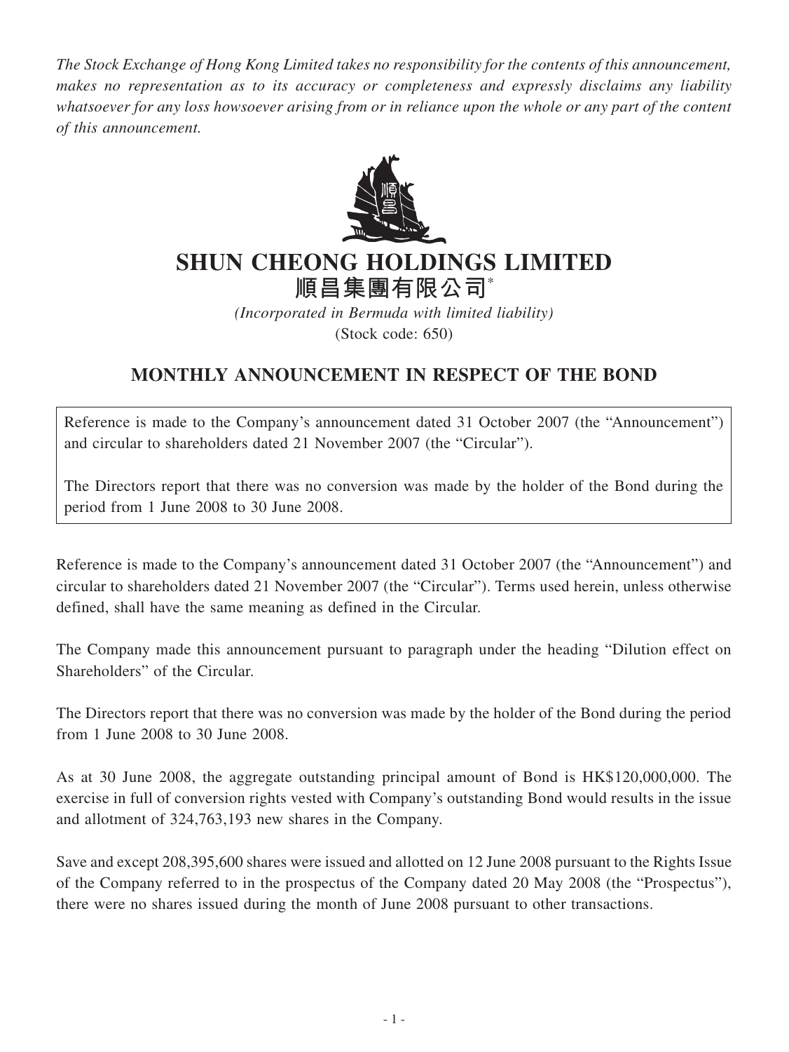*The Stock Exchange of Hong Kong Limited takes no responsibility for the contents of this announcement, makes no representation as to its accuracy or completeness and expressly disclaims any liability whatsoever for any loss howsoever arising from or in reliance upon the whole or any part of the content of this announcement.*

# SHUN CHEONG HOLDINGS LIMITED

# 順昌集團有限公司*

*(Incorporated in Bermuda with limited liability)*

(Stock code: 650)

## MONTHLY ANNOUNCEMENT IN RESPECT OF THE BOND

Reference is made to the Company's announcement dated 31 October 2007 (the "Announcement") and circular to shareholders dated 21 November 2007 (the "Circular").

The Directors report that there was no conversion was made by the holder of the Bond during the period from 1 June 2008 to 30 June 2008.

Reference is made to the Company's announcement dated 31 October 2007 (the "Announcement") and circular to shareholders dated 21 November 2007 (the "Circular"). Terms used herein, unless otherwise defined, shall have the same meaning as defined in the Circular.

The Company made this announcement pursuant to paragraph under the heading "Dilution effect on Shareholders" of the Circular.

The Directors report that there was no conversion was made by the holder of the Bond during the period from 1 June 2008 to 30 June 2008.

As at 30 June 2008, the aggregate outstanding principal amount of Bond is HK$120,000,000. The exercise in full of conversion rights vested with Company's outstanding Bond would results in the issue and allotment of 324,763,193 new shares in the Company.

Save and except 208,395,600 shares were issued and allotted on 12 June 2008 pursuant to the Rights Issue of the Company referred to in the prospectus of the Company dated 20 May 2008 (the "Prospectus"), there were no shares issued during the month of June 2008 pursuant to other transactions.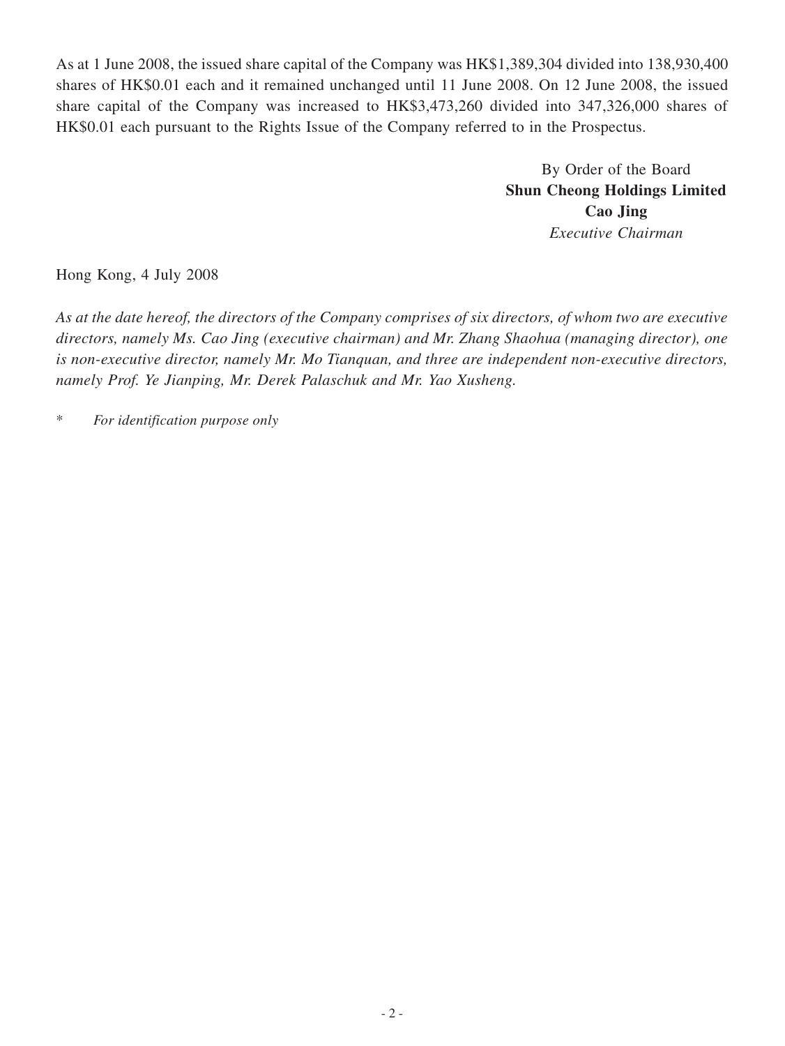As at 1 June 2008, the issued share capital of the Company was HK$1,389,304 divided into 138,930,400 shares of HK$0.01 each and it remained unchanged until 11 June 2008. On 12 June 2008, the issued share capital of the Company was increased to HK$3,473,260 divided into 347,326,000 shares of HK$0.01 each pursuant to the Rights Issue of the Company referred to in the Prospectus.

By Order of the Board
**Shun Cheong Holdings Limited**
**Cao Jing**
*Executive Chairman*

Hong Kong, 4 July 2008

*As at the date hereof, the directors of the Company comprises of six directors, of whom two are executive directors, namely Ms. Cao Jing (executive chairman) and Mr. Zhang Shaohua (managing director), one is non-executive director, namely Mr. Mo Tianquan, and three are independent non-executive directors, namely Prof. Ye Jianping, Mr. Derek Palaschuk and Mr. Yao Xusheng.*

\* *For identification purpose only*